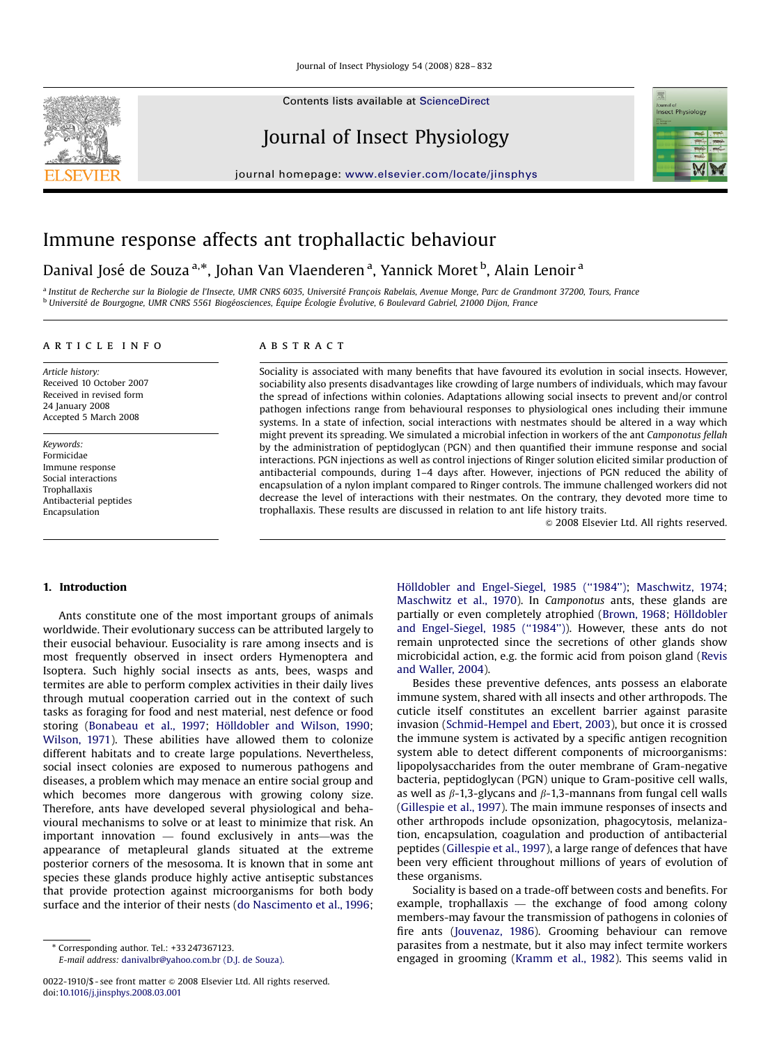# Immune response affects ant trophallactic behaviour

Danival José de Souza [a,*], Johan Van Vlaenderen [a], Yannick Moret [b], Alain Lenoir [a]

[a] Institut de Recherche sur la Biologie de l'Insecte, UMR CNRS 6035, Université François Rabelais, Avenue Monge, Parc de Grandmont 37200, Tours, France
[b] Université de Bourgogne, UMR CNRS 5561 Biogéosciences, Équipe Écologie Évolutive, 6 Boulevard Gabriel, 21000 Dijon, France

## ARTICLE INFO

*Article history:*
Received 10 October 2007
Received in revised form 24 January 2008
Accepted 5 March 2008

*Keywords:*
Formicidae
Immune response
Social interactions
Trophallaxis
Antibacterial peptides
Encapsulation

## ABSTRACT

Sociality is associated with many benefits that have favoured its evolution in social insects. However, sociability also presents disadvantages like crowding of large numbers of individuals, which may favour the spread of infections within colonies. Adaptations allowing social insects to prevent and/or control pathogen infections range from behavioural responses to physiological ones including their immune systems. In a state of infection, social interactions with nestmates should be altered in a way which might prevent its spreading. We simulated a microbial infection in workers of the ant *Camponotus fellah* by the administration of peptidoglycan (PGN) and then quantified their immune response and social interactions. PGN injections as well as control injections of Ringer solution elicited similar production of antibacterial compounds, during 1–4 days after. However, injections of PGN reduced the ability of encapsulation of a nylon implant compared to Ringer controls. The immune challenged workers did not decrease the level of interactions with their nestmates. On the contrary, they devoted more time to trophallaxis. These results are discussed in relation to ant life history traits.

© 2008 Elsevier Ltd. All rights reserved.

## 1. Introduction

Ants constitute one of the most important groups of animals worldwide. Their evolutionary success can be attributed largely to their eusocial behaviour. Eusociality is rare among insects and is most frequently observed in insect orders Hymenoptera and Isoptera. Such highly social insects as ants, bees, wasps and termites are able to perform complex activities in their daily lives through mutual cooperation carried out in the context of such tasks as foraging for food and nest material, nest defence or food storing (Bonabeau et al., 1997; Hölldobler and Wilson, 1990; Wilson, 1971). These abilities have allowed them to colonize different habitats and to create large populations. Nevertheless, social insect colonies are exposed to numerous pathogens and diseases, a problem which may menace an entire social group and which becomes more dangerous with growing colony size. Therefore, ants have developed several physiological and behavioural mechanisms to solve or at least to minimize that risk. An important innovation — found exclusively in ants—was the appearance of metapleural glands situated at the extreme posterior corners of the mesosoma. It is known that in some ant species these glands produce highly active antiseptic substances that provide protection against microorganisms for both body surface and the interior of their nests (do Nascimento et al., 1996; Hölldobler and Engel-Siegel, 1985 ("1984"); Maschwitz, 1974; Maschwitz et al., 1970). In *Camponotus* ants, these glands are partially or even completely atrophied (Brown, 1968; Hölldobler and Engel-Siegel, 1985 ("1984")). However, these ants do not remain unprotected since the secretions of other glands show microbicidal action, e.g. the formic acid from poison gland (Revis and Waller, 2004).

Besides these preventive defences, ants possess an elaborate immune system, shared with all insects and other arthropods. The cuticle itself constitutes an excellent barrier against parasite invasion (Schmid-Hempel and Ebert, 2003), but once it is crossed the immune system is activated by a specific antigen recognition system able to detect different components of microorganisms: lipopolysaccharides from the outer membrane of Gram-negative bacteria, peptidoglycan (PGN) unique to Gram-positive cell walls, as well as $\beta$-1,3-glycans and $\beta$-1,3-mannans from fungal cell walls (Gillespie et al., 1997). The main immune responses of insects and other arthropods include opsonization, phagocytosis, melanization, encapsulation, coagulation and production of antibacterial peptides (Gillespie et al., 1997), a large range of defences that have been very efficient throughout millions of years of evolution of these organisms.

Sociality is based on a trade-off between costs and benefits. For example, trophallaxis — the exchange of food among colony members-may favour the transmission of pathogens in colonies of fire ants (Jouvenaz, 1986). Grooming behaviour can remove parasites from a nestmate, but it also may infect termite workers engaged in grooming (Kramm et al., 1982). This seems valid in

* Corresponding author. Tel.: +33 247367123.
E-mail address: danivalbr@yahoo.com.br (D.J. de Souza).

0022-1910/$ - see front matter © 2008 Elsevier Ltd. All rights reserved.
doi:10.1016/j.jinsphys.2008.03.001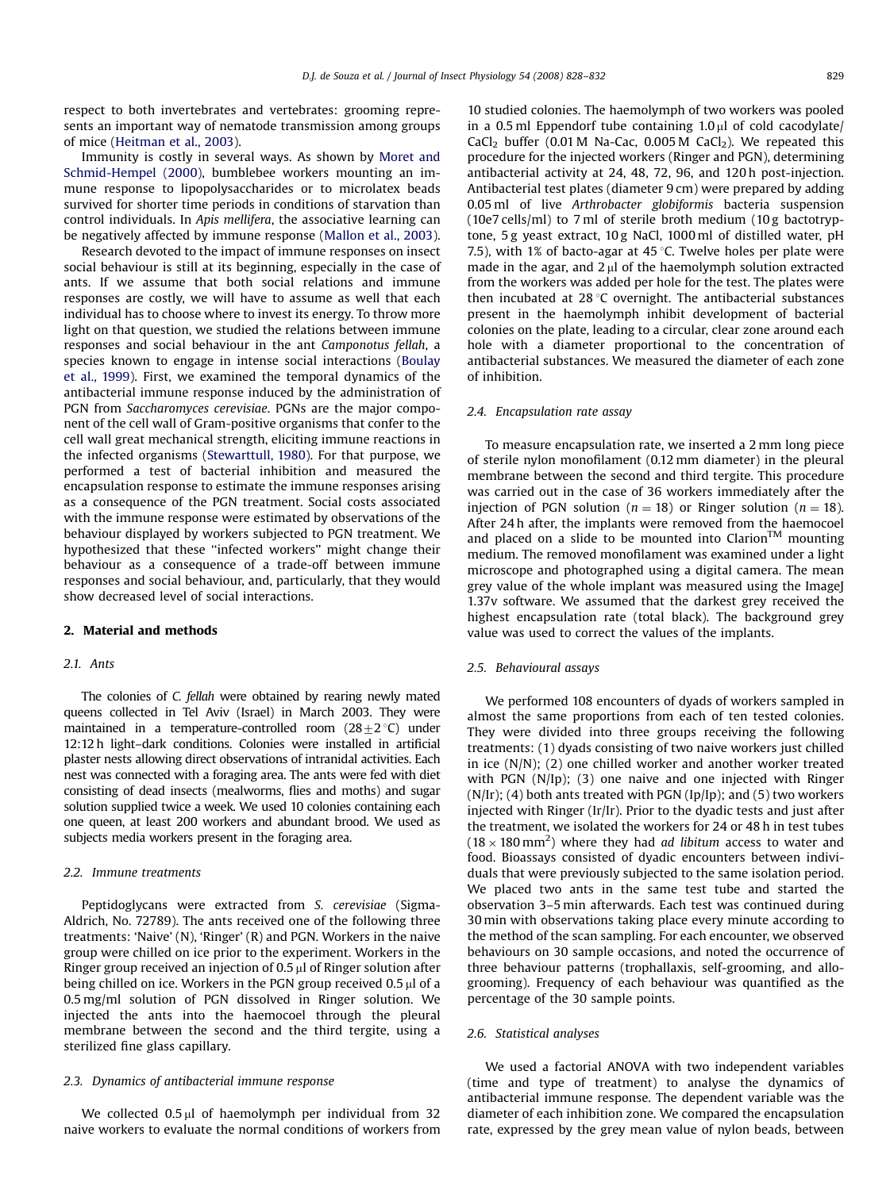respect to both invertebrates and vertebrates: grooming represents an important way of nematode transmission among groups of mice (Heitman et al., 2003).

Immunity is costly in several ways. As shown by Moret and Schmid-Hempel (2000), bumblebee workers mounting an immune response to lipopolysaccharides or to microlatex beads survived for shorter time periods in conditions of starvation than control individuals. In *Apis mellifera*, the associative learning can be negatively affected by immune response (Mallon et al., 2003).

Research devoted to the impact of immune responses on insect social behaviour is still at its beginning, especially in the case of ants. If we assume that both social relations and immune responses are costly, we will have to assume as well that each individual has to choose where to invest its energy. To throw more light on that question, we studied the relations between immune responses and social behaviour in the ant *Camponotus fellah*, a species known to engage in intense social interactions (Boulay et al., 1999). First, we examined the temporal dynamics of the antibacterial immune response induced by the administration of PGN from *Saccharomyces cerevisiae*. PGNs are the major component of the cell wall of Gram-positive organisms that confer to the cell wall great mechanical strength, eliciting immune reactions in the infected organisms (Stewarttull, 1980). For that purpose, we performed a test of bacterial inhibition and measured the encapsulation response to estimate the immune responses arising as a consequence of the PGN treatment. Social costs associated with the immune response were estimated by observations of the behaviour displayed by workers subjected to PGN treatment. We hypothesized that these "infected workers" might change their behaviour as a consequence of a trade-off between immune responses and social behaviour, and, particularly, that they would show decreased level of social interactions.

## 2. Material and methods

### 2.1. Ants

The colonies of *C. fellah* were obtained by rearing newly mated queens collected in Tel Aviv (Israel) in March 2003. They were maintained in a temperature-controlled room ($28 \pm 2\,^{\circ}C$) under 12:12 h light–dark conditions. Colonies were installed in artificial plaster nests allowing direct observations of intranidal activities. Each nest was connected with a foraging area. The ants were fed with diet consisting of dead insects (mealworms, flies and moths) and sugar solution supplied twice a week. We used 10 colonies containing each one queen, at least 200 workers and abundant brood. We used as subjects media workers present in the foraging area.

### 2.2. Immune treatments

Peptidoglycans were extracted from *S. cerevisiae* (Sigma-Aldrich, No. 72789). The ants received one of the following three treatments: 'Naive' (N), 'Ringer' (R) and PGN. Workers in the naive group were chilled on ice prior to the experiment. Workers in the Ringer group received an injection of $0.5\,\mu l$ of Ringer solution after being chilled on ice. Workers in the PGN group received $0.5\,\mu l$ of a 0.5 mg/ml solution of PGN dissolved in Ringer solution. We injected the ants into the haemocoel through the pleural membrane between the second and the third tergite, using a sterilized fine glass capillary.

### 2.3. Dynamics of antibacterial immune response

We collected $0.5\,\mu l$ of haemolymph per individual from 32 naive workers to evaluate the normal conditions of workers from 10 studied colonies. The haemolymph of two workers was pooled in a 0.5 ml Eppendorf tube containing $1.0\,\mu l$ of cold cacodylate/$CaCl_2$ buffer (0.01 M Na-Cac, 0.005 M $CaCl_2$). We repeated this procedure for the injected workers (Ringer and PGN), determining antibacterial activity at 24, 48, 72, 96, and 120 h post-injection. Antibacterial test plates (diameter 9 cm) were prepared by adding 0.05 ml of live *Arthrobacter globiformis* bacteria suspension (10e7 cells/ml) to 7 ml of sterile broth medium (10 g bactotryptone, 5 g yeast extract, 10 g NaCl, 1000 ml of distilled water, pH 7.5), with 1% of bacto-agar at $45\,^{\circ}C$. Twelve holes per plate were made in the agar, and $2\,\mu l$ of the haemolymph solution extracted from the workers was added per hole for the test. The plates were then incubated at $28\,^{\circ}C$ overnight. The antibacterial substances present in the haemolymph inhibit development of bacterial colonies on the plate, leading to a circular, clear zone around each hole with a diameter proportional to the concentration of antibacterial substances. We measured the diameter of each zone of inhibition.

### 2.4. Encapsulation rate assay

To measure encapsulation rate, we inserted a 2 mm long piece of sterile nylon monofilament (0.12 mm diameter) in the pleural membrane between the second and third tergite. This procedure was carried out in the case of 36 workers immediately after the injection of PGN solution ($n = 18$) or Ringer solution ($n = 18$). After 24 h after, the implants were removed from the haemocoel and placed on a slide to be mounted into Clarion™ mounting medium. The removed monofilament was examined under a light microscope and photographed using a digital camera. The mean grey value of the whole implant was measured using the ImageJ 1.37v software. We assumed that the darkest grey received the highest encapsulation rate (total black). The background grey value was used to correct the values of the implants.

### 2.5. Behavioural assays

We performed 108 encounters of dyads of workers sampled in almost the same proportions from each of ten tested colonies. They were divided into three groups receiving the following treatments: (1) dyads consisting of two naive workers just chilled in ice (N/N); (2) one chilled worker and another worker treated with PGN (N/Ip); (3) one naive and one injected with Ringer (N/Ir); (4) both ants treated with PGN (Ip/Ip); and (5) two workers injected with Ringer (Ir/Ir). Prior to the dyadic tests and just after the treatment, we isolated the workers for 24 or 48 h in test tubes ($18 \times 180\,mm^2$) where they had *ad libitum* access to water and food. Bioassays consisted of dyadic encounters between individuals that were previously subjected to the same isolation period. We placed two ants in the same test tube and started the observation 3–5 min afterwards. Each test was continued during 30 min with observations taking place every minute according to the method of the scan sampling. For each encounter, we observed behaviours on 30 sample occasions, and noted the occurrence of three behaviour patterns (trophallaxis, self-grooming, and allogrooming). Frequency of each behaviour was quantified as the percentage of the 30 sample points.

### 2.6. Statistical analyses

We used a factorial ANOVA with two independent variables (time and type of treatment) to analyse the dynamics of antibacterial immune response. The dependent variable was the diameter of each inhibition zone. We compared the encapsulation rate, expressed by the grey mean value of nylon beads, between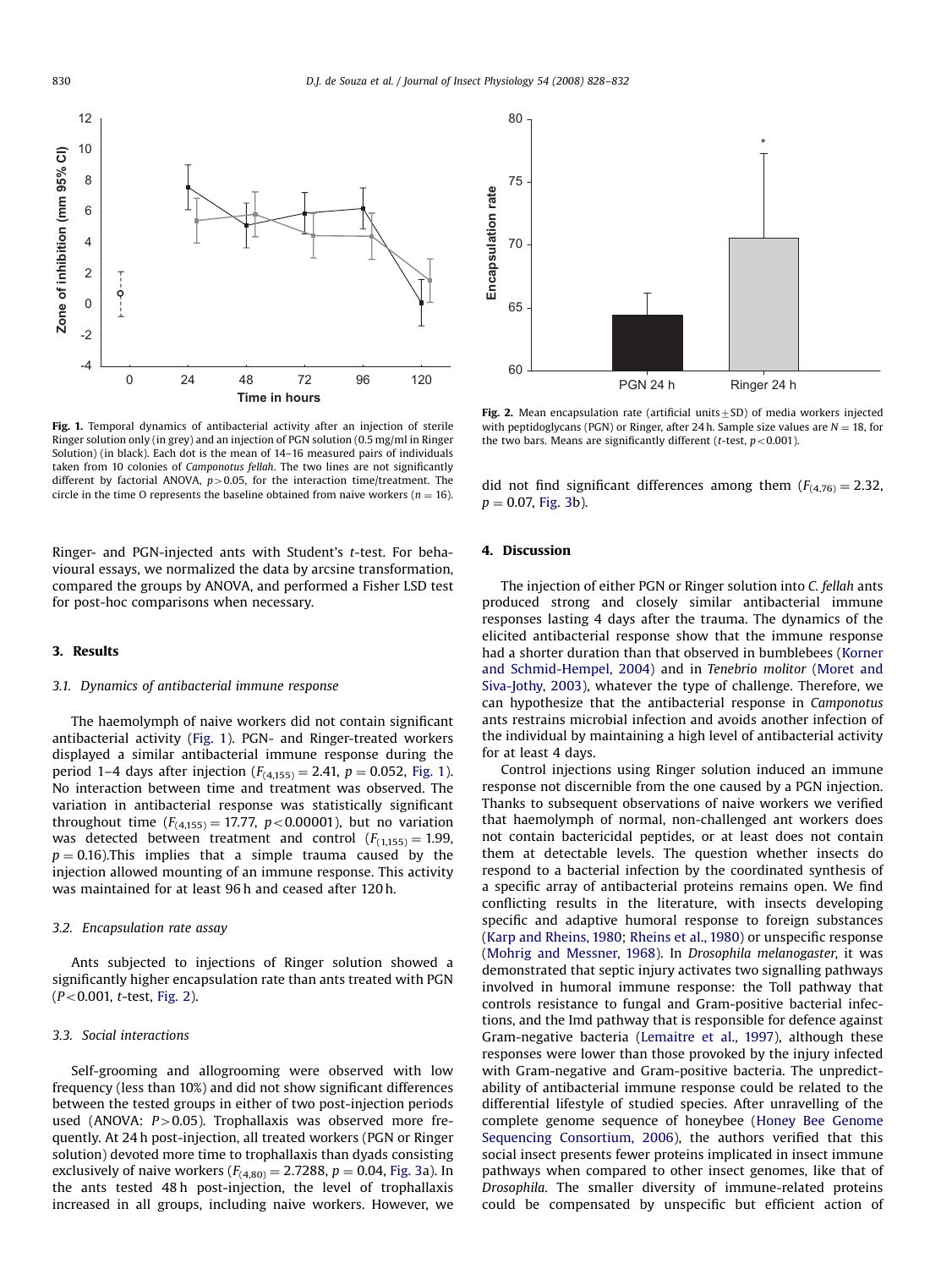Fig. 1. Temporal dynamics of antibacterial activity after an injection of sterile Ringer solution only (in grey) and an injection of PGN solution (0.5 mg/ml in Ringer Solution) (in black). Each dot is the mean of 14–16 measured pairs of individuals taken from 10 colonies of *Camponotus fellah*. The two lines are not significantly different by factorial ANOVA, $p > 0.05$, for the interaction time/treatment. The circle in the time O represents the baseline obtained from naive workers ($n = 16$).

Fig. 2. Mean encapsulation rate (artificial units ± SD) of media workers injected with peptidoglycans (PGN) or Ringer, after 24 h. Sample size values are $N = 18$, for the two bars. Means are significantly different (*t*-test, $p < 0.001$).

Ringer- and PGN-injected ants with Student's *t*-test. For behavioural essays, we normalized the data by arcsine transformation, compared the groups by ANOVA, and performed a Fisher LSD test for post-hoc comparisons when necessary.

## 3. Results

### 3.1. Dynamics of antibacterial immune response

The haemolymph of naive workers did not contain significant antibacterial activity (Fig. 1). PGN- and Ringer-treated workers displayed a similar antibacterial immune response during the period 1–4 days after injection ($F_{(4,155)} = 2.41$, $p = 0.052$, Fig. 1). No interaction between time and treatment was observed. The variation in antibacterial response was statistically significant throughout time ($F_{(4,155)} = 17.77$, $p < 0.00001$), but no variation was detected between treatment and control ($F_{(1,155)} = 1.99$, $p = 0.16$).This implies that a simple trauma caused by the injection allowed mounting of an immune response. This activity was maintained for at least 96 h and ceased after 120 h.

### 3.2. Encapsulation rate assay

Ants subjected to injections of Ringer solution showed a significantly higher encapsulation rate than ants treated with PGN ($P < 0.001$, *t*-test, Fig. 2).

### 3.3. Social interactions

Self-grooming and allogrooming were observed with low frequency (less than 10%) and did not show significant differences between the tested groups in either of two post-injection periods used (ANOVA: $P > 0.05$). Trophallaxis was observed more frequently. At 24 h post-injection, all treated workers (PGN or Ringer solution) devoted more time to trophallaxis than dyads consisting exclusively of naive workers ($F_{(4,80)} = 2.7288$, $p = 0.04$, Fig. 3a). In the ants tested 48 h post-injection, the level of trophallaxis increased in all groups, including naive workers. However, we did not find significant differences among them ($F_{(4,76)} = 2.32$, $p = 0.07$, Fig. 3b).

## 4. Discussion

The injection of either PGN or Ringer solution into *C. fellah* ants produced strong and closely similar antibacterial immune responses lasting 4 days after the trauma. The dynamics of the elicited antibacterial response show that the immune response had a shorter duration than that observed in bumblebees (Korner and Schmid-Hempel, 2004) and in *Tenebrio molitor* (Moret and Siva-Jothy, 2003), whatever the type of challenge. Therefore, we can hypothesize that the antibacterial response in *Camponotus* ants restrains microbial infection and avoids another infection of the individual by maintaining a high level of antibacterial activity for at least 4 days.

Control injections using Ringer solution induced an immune response not discernible from the one caused by a PGN injection. Thanks to subsequent observations of naive workers we verified that haemolymph of normal, non-challenged ant workers does not contain bactericidal peptides, or at least does not contain them at detectable levels. The question whether insects do respond to a bacterial infection by the coordinated synthesis of a specific array of antibacterial proteins remains open. We find conflicting results in the literature, with insects developing specific and adaptive humoral response to foreign substances (Karp and Rheins, 1980; Rheins et al., 1980) or unspecific response (Mohrig and Messner, 1968). In *Drosophila melanogaster*, it was demonstrated that septic injury activates two signalling pathways involved in humoral immune response: the Toll pathway that controls resistance to fungal and Gram-positive bacterial infections, and the Imd pathway that is responsible for defence against Gram-negative bacteria (Lemaitre et al., 1997), although these responses were lower than those provoked by the injury infected with Gram-negative and Gram-positive bacteria. The unpredictability of antibacterial immune response could be related to the differential lifestyle of studied species. After unravelling of the complete genome sequence of honeybee (Honey Bee Genome Sequencing Consortium, 2006), the authors verified that this social insect presents fewer proteins implicated in insect immune pathways when compared to other insect genomes, like that of *Drosophila*. The smaller diversity of immune-related proteins could be compensated by unspecific but efficient action of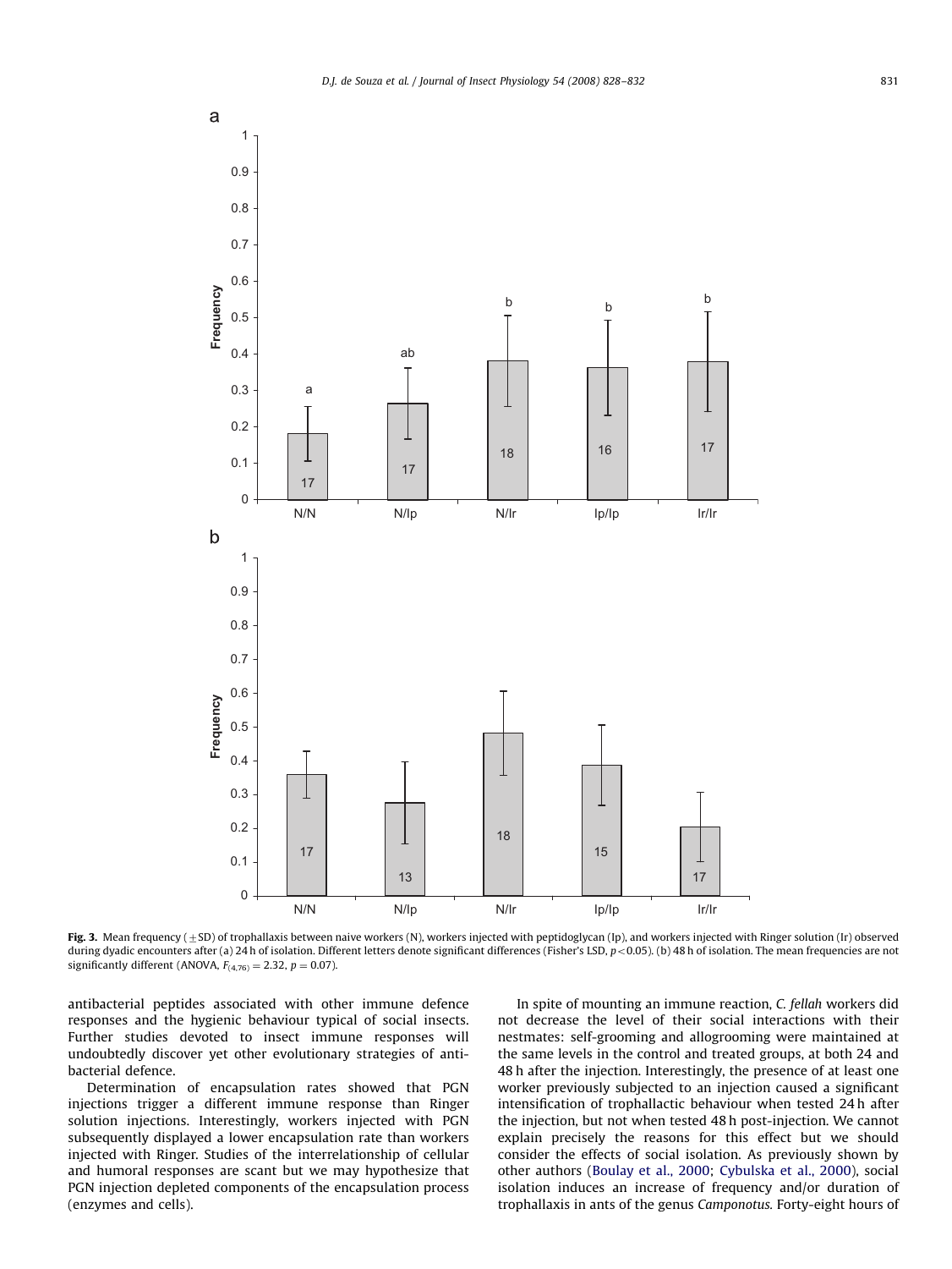**Fig. 3.** Mean frequency (±SD) of trophallaxis between naive workers (N), workers injected with peptidoglycan (Ip), and workers injected with Ringer solution (Ir) observed during dyadic encounters after (a) 24 h of isolation. Different letters denote significant differences (Fisher's LSD, $p<0.05$). (b) 48 h of isolation. The mean frequencies are not significantly different (ANOVA, $F_{(4,76)} = 2.32$, $p = 0.07$).

antibacterial peptides associated with other immune defence responses and the hygienic behaviour typical of social insects. Further studies devoted to insect immune responses will undoubtedly discover yet other evolutionary strategies of antibacterial defence.

Determination of encapsulation rates showed that PGN injections trigger a different immune response than Ringer solution injections. Interestingly, workers injected with PGN subsequently displayed a lower encapsulation rate than workers injected with Ringer. Studies of the interrelationship of cellular and humoral responses are scant but we may hypothesize that PGN injection depleted components of the encapsulation process (enzymes and cells).

In spite of mounting an immune reaction, *C. fellah* workers did not decrease the level of their social interactions with their nestmates: self-grooming and allogrooming were maintained at the same levels in the control and treated groups, at both 24 and 48 h after the injection. Interestingly, the presence of at least one worker previously subjected to an injection caused a significant intensification of trophallactic behaviour when tested 24 h after the injection, but not when tested 48 h post-injection. We cannot explain precisely the reasons for this effect but we should consider the effects of social isolation. As previously shown by other authors (Boulay et al., 2000; Cybulska et al., 2000), social isolation induces an increase of frequency and/or duration of trophallaxis in ants of the genus *Camponotus*. Forty-eight hours of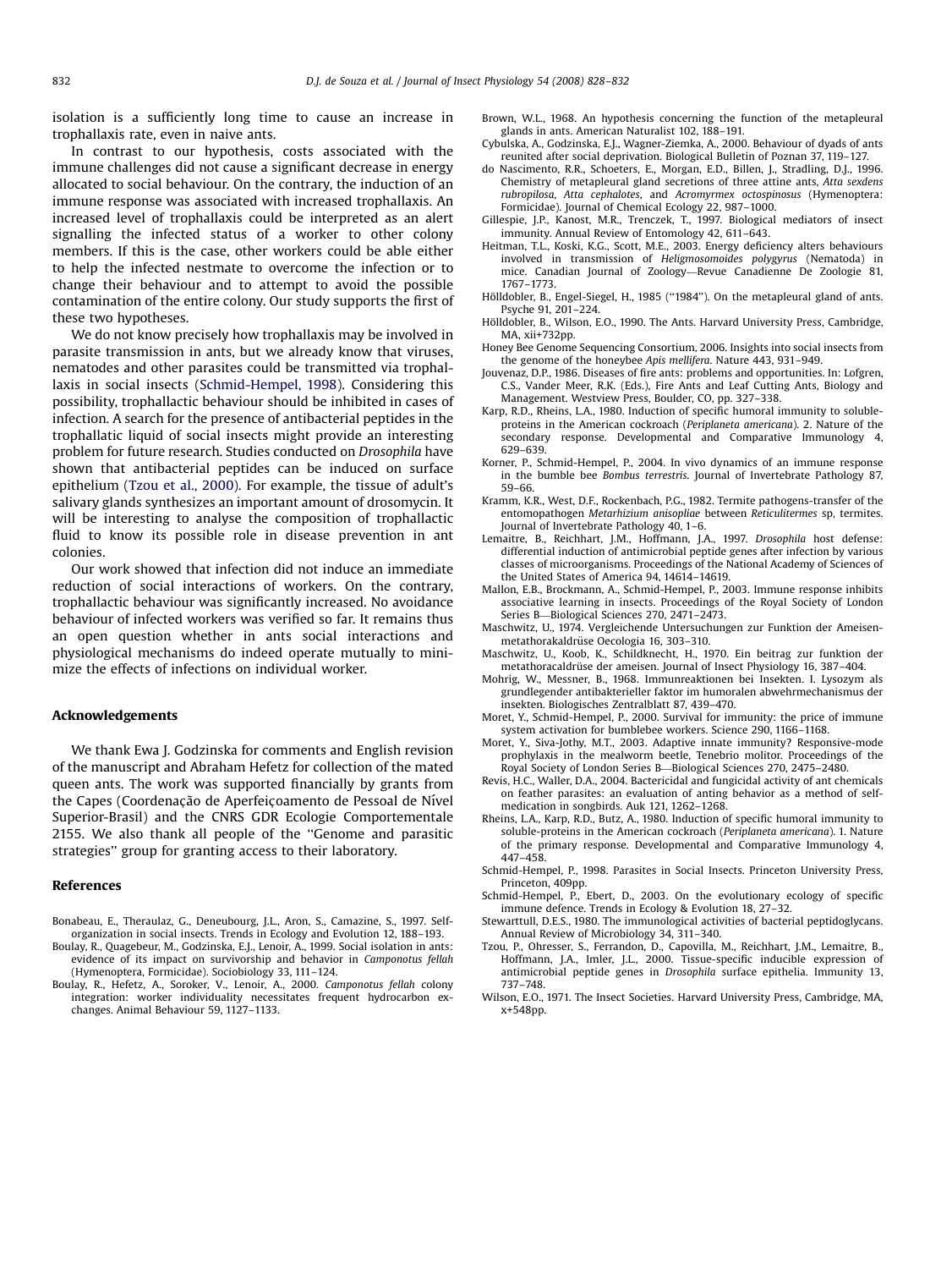isolation is a sufficiently long time to cause an increase in trophallaxis rate, even in naive ants.

In contrast to our hypothesis, costs associated with the immune challenges did not cause a significant decrease in energy allocated to social behaviour. On the contrary, the induction of an immune response was associated with increased trophallaxis. An increased level of trophallaxis could be interpreted as an alert signalling the infected status of a worker to other colony members. If this is the case, other workers could be able either to help the infected nestmate to overcome the infection or to change their behaviour and to attempt to avoid the possible contamination of the entire colony. Our study supports the first of these two hypotheses.

We do not know precisely how trophallaxis may be involved in parasite transmission in ants, but we already know that viruses, nematodes and other parasites could be transmitted via trophallaxis in social insects (Schmid-Hempel, 1998). Considering this possibility, trophallactic behaviour should be inhibited in cases of infection. A search for the presence of antibacterial peptides in the trophallatic liquid of social insects might provide an interesting problem for future research. Studies conducted on *Drosophila* have shown that antibacterial peptides can be induced on surface epithelium (Tzou et al., 2000). For example, the tissue of adult's salivary glands synthesizes an important amount of drosomycin. It will be interesting to analyse the composition of trophallactic fluid to know its possible role in disease prevention in ant colonies.

Our work showed that infection did not induce an immediate reduction of social interactions of workers. On the contrary, trophallactic behaviour was significantly increased. No avoidance behaviour of infected workers was verified so far. It remains thus an open question whether in ants social interactions and physiological mechanisms do indeed operate mutually to minimize the effects of infections on individual worker.

## Acknowledgements

We thank Ewa J. Godzinska for comments and English revision of the manuscript and Abraham Hefetz for collection of the mated queen ants. The work was supported financially by grants from the Capes (Coordenação de Aperfeiçoamento de Pessoal de Nível Superior-Brasil) and the CNRS GDR Ecologie Comportementale 2155. We also thank all people of the ''Genome and parasitic strategies'' group for granting access to their laboratory.

## References

Bonabeau, E., Theraulaz, G., Deneubourg, J.L., Aron, S., Camazine, S., 1997. Self-organization in social insects. Trends in Ecology and Evolution 12, 188–193.

Boulay, R., Quagebeur, M., Godzinska, E.J., Lenoir, A., 1999. Social isolation in ants: evidence of its impact on survivorship and behavior in *Camponotus fellah* (Hymenoptera, Formicidae). Sociobiology 33, 111–124.

Boulay, R., Hefetz, A., Soroker, V., Lenoir, A., 2000. *Camponotus fellah* colony integration: worker individuality necessitates frequent hydrocarbon exchanges. Animal Behaviour 59, 1127–1133.

Brown, W.L., 1968. An hypothesis concerning the function of the metapleural glands in ants. American Naturalist 102, 188–191.

Cybulska, A., Godzinska, E.J., Wagner-Ziemka, A., 2000. Behaviour of dyads of ants reunited after social deprivation. Biological Bulletin of Poznan 37, 119–127.

do Nascimento, R.R., Schoeters, E., Morgan, E.D., Billen, J., Stradling, D.J., 1996. Chemistry of metapleural gland secretions of three attine ants, *Atta sexdens rubropilosa*, *Atta cephalotes*, and *Acromyrmex octospinosus* (Hymenoptera: Formicidae). Journal of Chemical Ecology 22, 987–1000.

Gillespie, J.P., Kanost, M.R., Trenczek, T., 1997. Biological mediators of insect immunity. Annual Review of Entomology 42, 611–643.

Heitman, T.L., Koski, K.G., Scott, M.E., 2003. Energy deficiency alters behaviours involved in transmission of *Heligmosomoides polygyrus* (Nematoda) in mice. Canadian Journal of Zoology—Revue Canadienne De Zoologie 81, 1767–1773.

Hölldobler, B., Engel-Siegel, H., 1985 (''1984''). On the metapleural gland of ants. Psyche 91, 201–224.

Hölldobler, B., Wilson, E.O., 1990. The Ants. Harvard University Press, Cambridge, MA, xii+732pp.

Honey Bee Genome Sequencing Consortium, 2006. Insights into social insects from the genome of the honeybee *Apis mellifera*. Nature 443, 931–949.

Jouvenaz, D.P., 1986. Diseases of fire ants: problems and opportunities. In: Lofgren, C.S., Vander Meer, R.K. (Eds.), Fire Ants and Leaf Cutting Ants, Biology and Management. Westview Press, Boulder, CO, pp. 327–338.

Karp, R.D., Rheins, L.A., 1980. Induction of specific humoral immunity to soluble-proteins in the American cockroach (*Periplaneta americana*). 2. Nature of the secondary response. Developmental and Comparative Immunology 4, 629–639.

Korner, P., Schmid-Hempel, P., 2004. In vivo dynamics of an immune response in the bumble bee *Bombus terrestris*. Journal of Invertebrate Pathology 87, 59–66.

Kramm, K.R., West, D.F., Rockenbach, P.G., 1982. Termite pathogens-transfer of the entomopathogen *Metarhizium anisopliae* between *Reticulitermes* sp, termites. Journal of Invertebrate Pathology 40, 1–6.

Lemaitre, B., Reichhart, J.M., Hoffmann, J.A., 1997. *Drosophila* host defense: differential induction of antimicrobial peptide genes after infection by various classes of microorganisms. Proceedings of the National Academy of Sciences of the United States of America 94, 14614–14619.

Mallon, E.B., Brockmann, A., Schmid-Hempel, P., 2003. Immune response inhibits associative learning in insects. Proceedings of the Royal Society of London Series B—Biological Sciences 270, 2471–2473.

Maschwitz, U., 1974. Vergleichende Untersuchungen zur Funktion der Ameisenmetathorakaldrüse Oecologia 16, 303–310.

Maschwitz, U., Koob, K., Schildknecht, H., 1970. Ein beitrag zur funktion der metathoracaldrüse der ameisen. Journal of Insect Physiology 16, 387–404.

Mohrig, W., Messner, B., 1968. Immunreaktionen bei Insekten. I. Lysozym als grundlegender antibakterieller faktor im humoralen abwehrmechanismus der insekten. Biologisches Zentralblatt 87, 439–470.

Moret, Y., Schmid-Hempel, P., 2000. Survival for immunity: the price of immune system activation for bumblebee workers. Science 290, 1166–1168.

Moret, Y., Siva-Jothy, M.T., 2003. Adaptive innate immunity? Responsive-mode prophylaxis in the mealworm beetle, Tenebrio molitor. Proceedings of the Royal Society of London Series B—Biological Sciences 270, 2475–2480.

Revis, H.C., Waller, D.A., 2004. Bactericidal and fungicidal activity of ant chemicals on feather parasites: an evaluation of anting behavior as a method of self-medication in songbirds. Auk 121, 1262–1268.

Rheins, L.A., Karp, R.D., Butz, A., 1980. Induction of specific humoral immunity to soluble-proteins in the American cockroach (*Periplaneta americana*). 1. Nature of the primary response. Developmental and Comparative Immunology 4, 447–458.

Schmid-Hempel, P., 1998. Parasites in Social Insects. Princeton University Press, Princeton, 409pp.

Schmid-Hempel, P., Ebert, D., 2003. On the evolutionary ecology of specific immune defence. Trends in Ecology & Evolution 18, 27–32.

Stewarttull, D.E.S., 1980. The immunological activities of bacterial peptidoglycans. Annual Review of Microbiology 34, 311–340.

Tzou, P., Ohresser, S., Ferrandon, D., Capovilla, M., Reichhart, J.M., Lemaitre, B., Hoffmann, J.A., Imler, J.L., 2000. Tissue-specific inducible expression of antimicrobial peptide genes in *Drosophila* surface epithelia. Immunity 13, 737–748.

Wilson, E.O., 1971. The Insect Societies. Harvard University Press, Cambridge, MA, x+548pp.